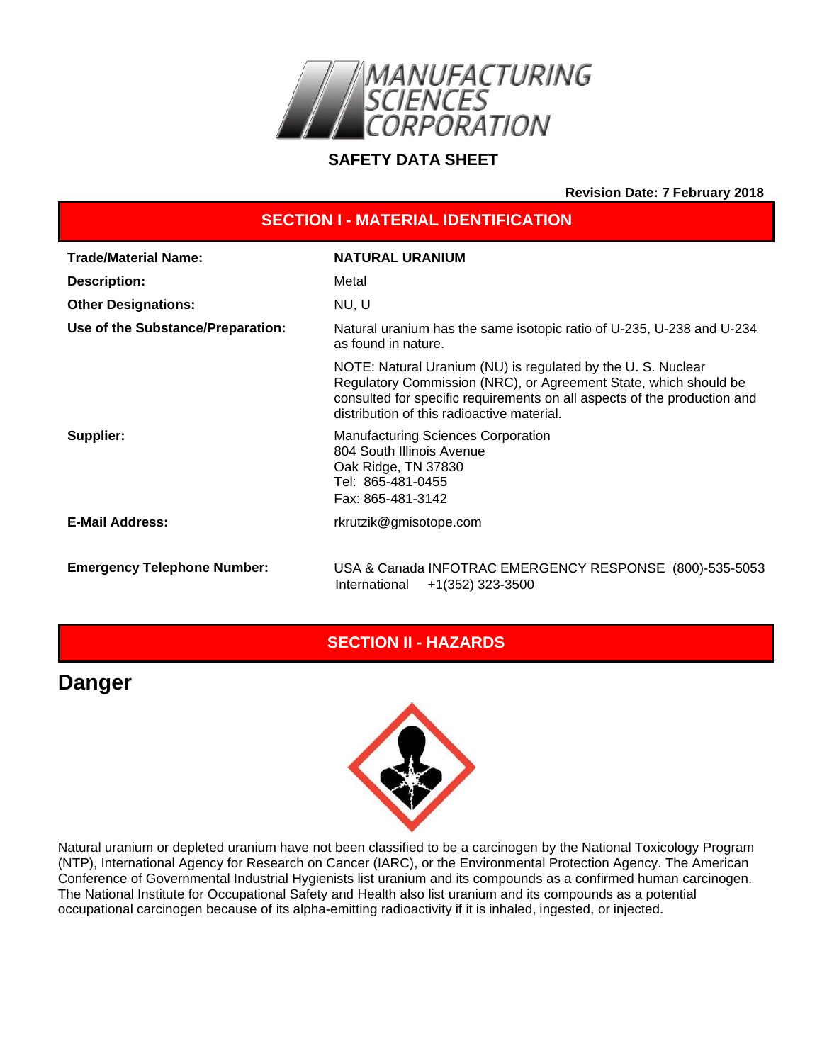# SAFETY DATA SHEET

**Revision Date: 7 February 2018**

## SECTION I - MATERIAL IDENTIFICATION

| | |
|---|---|
| **Trade/Material Name:** | **NATURAL URANIUM** |
| **Description:** | Metal |
| **Other Designations:** | NU, U |
| **Use of the Substance/Preparation:** | Natural uranium has the same isotopic ratio of U-235, U-238 and U-234 as found in nature. |
| | NOTE: Natural Uranium (NU) is regulated by the U. S. Nuclear Regulatory Commission (NRC), or Agreement State, which should be consulted for specific requirements on all aspects of the production and distribution of this radioactive material. |
| **Supplier:** | Manufacturing Sciences Corporation<br>804 South Illinois Avenue<br>Oak Ridge, TN 37830<br>Tel: 865-481-0455<br>Fax: 865-481-3142 |
| **E-Mail Address:** | rkrutzik@gmisotope.com |
| **Emergency Telephone Number:** | USA & Canada INFOTRAC EMERGENCY RESPONSE (800)-535-5053<br>International +1(352) 323-3500 |

## SECTION II - HAZARDS

## Danger

Natural uranium or depleted uranium have not been classified to be a carcinogen by the National Toxicology Program (NTP), International Agency for Research on Cancer (IARC), or the Environmental Protection Agency. The American Conference of Governmental Industrial Hygienists list uranium and its compounds as a confirmed human carcinogen. The National Institute for Occupational Safety and Health also list uranium and its compounds as a potential occupational carcinogen because of its alpha-emitting radioactivity if it is inhaled, ingested, or injected.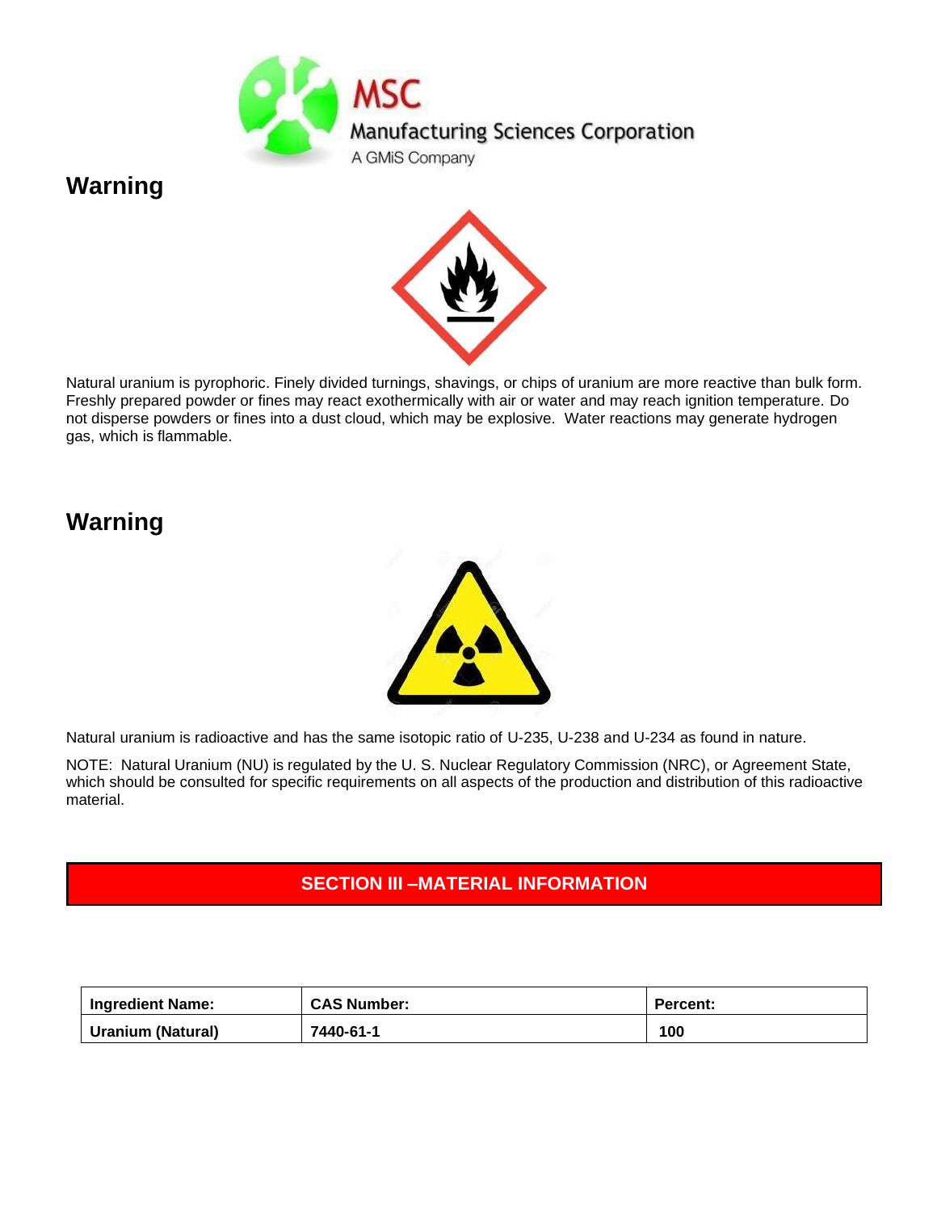## Warning

Natural uranium is pyrophoric. Finely divided turnings, shavings, or chips of uranium are more reactive than bulk form. Freshly prepared powder or fines may react exothermically with air or water and may reach ignition temperature. Do not disperse powders or fines into a dust cloud, which may be explosive. Water reactions may generate hydrogen gas, which is flammable.

## Warning

Natural uranium is radioactive and has the same isotopic ratio of U-235, U-238 and U-234 as found in nature.

NOTE: Natural Uranium (NU) is regulated by the U. S. Nuclear Regulatory Commission (NRC), or Agreement State, which should be consulted for specific requirements on all aspects of the production and distribution of this radioactive material.

## SECTION III –MATERIAL INFORMATION

| Ingredient Name: | CAS Number: | Percent: |
|---|---|---|
| Uranium (Natural) | 7440-61-1 | 100 |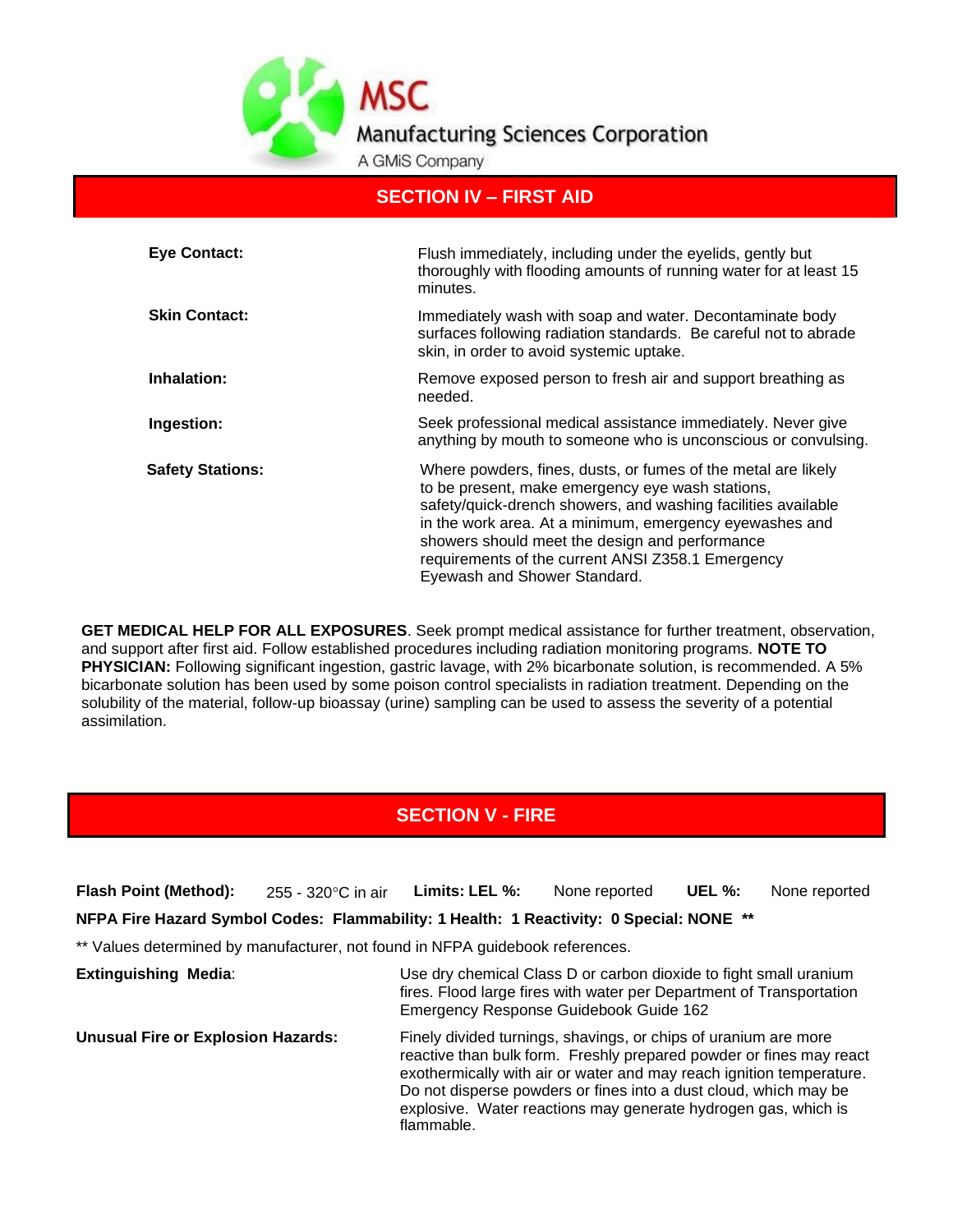## SECTION IV – FIRST AID

| | |
|---|---|
| **Eye Contact:** | Flush immediately, including under the eyelids, gently but thoroughly with flooding amounts of running water for at least 15 minutes. |
| **Skin Contact:** | Immediately wash with soap and water. Decontaminate body surfaces following radiation standards. Be careful not to abrade skin, in order to avoid systemic uptake. |
| **Inhalation:** | Remove exposed person to fresh air and support breathing as needed. |
| **Ingestion:** | Seek professional medical assistance immediately. Never give anything by mouth to someone who is unconscious or convulsing. |
| **Safety Stations:** | Where powders, fines, dusts, or fumes of the metal are likely to be present, make emergency eye wash stations, safety/quick-drench showers, and washing facilities available in the work area. At a minimum, emergency eyewashes and showers should meet the design and performance requirements of the current ANSI Z358.1 Emergency Eyewash and Shower Standard. |

**GET MEDICAL HELP FOR ALL EXPOSURES**. Seek prompt medical assistance for further treatment, observation, and support after first aid. Follow established procedures including radiation monitoring programs. **NOTE TO PHYSICIAN:** Following significant ingestion, gastric lavage, with 2% bicarbonate solution, is recommended. A 5% bicarbonate solution has been used by some poison control specialists in radiation treatment. Depending on the solubility of the material, follow-up bioassay (urine) sampling can be used to assess the severity of a potential assimilation.

## SECTION V - FIRE

**Flash Point (Method):** 255 - 320°C in air **Limits: LEL %:** None reported **UEL %:** None reported

**NFPA Fire Hazard Symbol Codes: Flammability: 1 Health: 1 Reactivity: 0 Special: NONE \*\***

\*\* Values determined by manufacturer, not found in NFPA guidebook references.

| | |
|---|---|
| **Extinguishing Media**: | Use dry chemical Class D or carbon dioxide to fight small uranium fires. Flood large fires with water per Department of Transportation Emergency Response Guidebook Guide 162 |
| **Unusual Fire or Explosion Hazards:** | Finely divided turnings, shavings, or chips of uranium are more reactive than bulk form. Freshly prepared powder or fines may react exothermically with air or water and may reach ignition temperature. Do not disperse powders or fines into a dust cloud, which may be explosive. Water reactions may generate hydrogen gas, which is flammable. |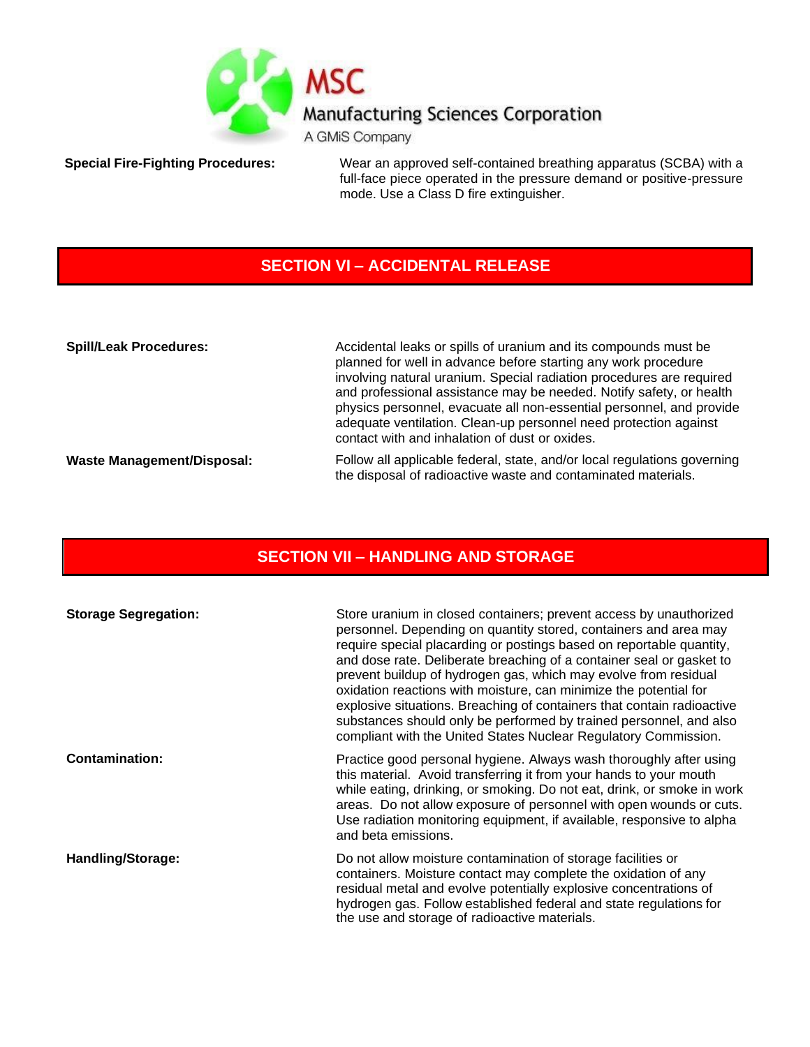**Special Fire-Fighting Procedures:** Wear an approved self-contained breathing apparatus (SCBA) with a full-face piece operated in the pressure demand or positive-pressure mode. Use a Class D fire extinguisher.

## SECTION VI – ACCIDENTAL RELEASE

**Spill/Leak Procedures:** Accidental leaks or spills of uranium and its compounds must be planned for well in advance before starting any work procedure involving natural uranium. Special radiation procedures are required and professional assistance may be needed. Notify safety, or health physics personnel, evacuate all non-essential personnel, and provide adequate ventilation. Clean-up personnel need protection against contact with and inhalation of dust or oxides.

**Waste Management/Disposal:** Follow all applicable federal, state, and/or local regulations governing the disposal of radioactive waste and contaminated materials.

## SECTION VII – HANDLING AND STORAGE

**Storage Segregation:** Store uranium in closed containers; prevent access by unauthorized personnel. Depending on quantity stored, containers and area may require special placarding or postings based on reportable quantity, and dose rate. Deliberate breaching of a container seal or gasket to prevent buildup of hydrogen gas, which may evolve from residual oxidation reactions with moisture, can minimize the potential for explosive situations. Breaching of containers that contain radioactive substances should only be performed by trained personnel, and also compliant with the United States Nuclear Regulatory Commission.

**Contamination:** Practice good personal hygiene. Always wash thoroughly after using this material. Avoid transferring it from your hands to your mouth while eating, drinking, or smoking. Do not eat, drink, or smoke in work areas. Do not allow exposure of personnel with open wounds or cuts. Use radiation monitoring equipment, if available, responsive to alpha and beta emissions.

**Handling/Storage:** Do not allow moisture contamination of storage facilities or containers. Moisture contact may complete the oxidation of any residual metal and evolve potentially explosive concentrations of hydrogen gas. Follow established federal and state regulations for the use and storage of radioactive materials.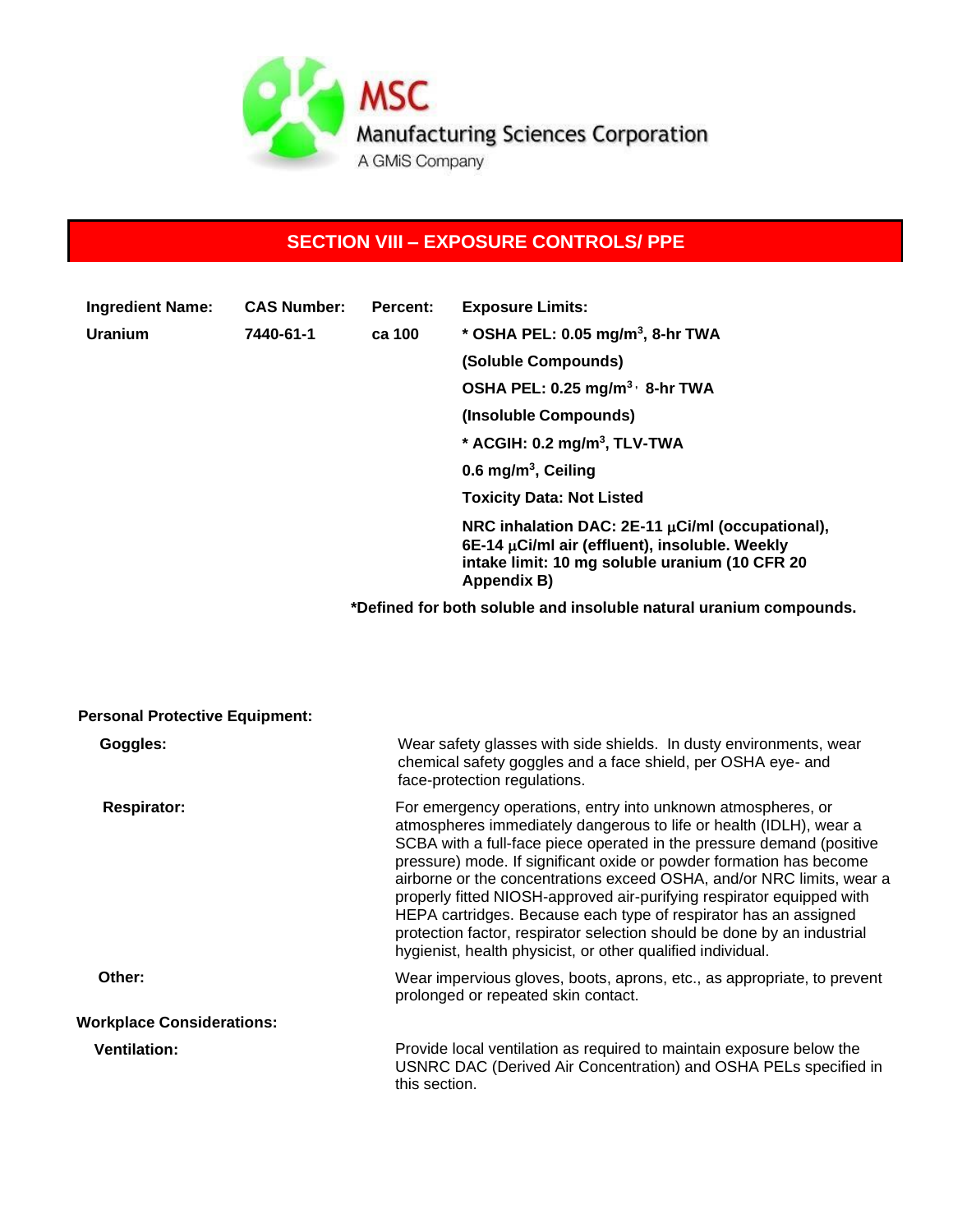## SECTION VIII – EXPOSURE CONTROLS/ PPE

| Ingredient Name: | CAS Number: | Percent: | Exposure Limits: |
|---|---|---|---|
| Uranium | 7440-61-1 | ca 100 | * OSHA PEL: 0.05 mg/m$^3$, 8-hr TWA (Soluble Compounds) |
| | | | OSHA PEL: 0.25 mg/m$^3$, 8-hr TWA (Insoluble Compounds) |
| | | | * ACGIH: 0.2 mg/m$^3$, TLV-TWA |
| | | | 0.6 mg/m$^3$, Ceiling |
| | | | Toxicity Data: Not Listed |
| | | | NRC inhalation DAC: 2E-11 μCi/ml (occupational), 6E-14 μCi/ml air (effluent), insoluble. Weekly intake limit: 10 mg soluble uranium (10 CFR 20 Appendix B) |

**\*Defined for both soluble and insoluble natural uranium compounds.**

**Personal Protective Equipment:**

**Goggles:** Wear safety glasses with side shields. In dusty environments, wear chemical safety goggles and a face shield, per OSHA eye- and face-protection regulations.

**Respirator:** For emergency operations, entry into unknown atmospheres, or atmospheres immediately dangerous to life or health (IDLH), wear a SCBA with a full-face piece operated in the pressure demand (positive pressure) mode. If significant oxide or powder formation has become airborne or the concentrations exceed OSHA, and/or NRC limits, wear a properly fitted NIOSH-approved air-purifying respirator equipped with HEPA cartridges. Because each type of respirator has an assigned protection factor, respirator selection should be done by an industrial hygienist, health physicist, or other qualified individual.

**Other:** Wear impervious gloves, boots, aprons, etc., as appropriate, to prevent prolonged or repeated skin contact.

**Workplace Considerations:**

**Ventilation:** Provide local ventilation as required to maintain exposure below the USNRC DAC (Derived Air Concentration) and OSHA PELs specified in this section.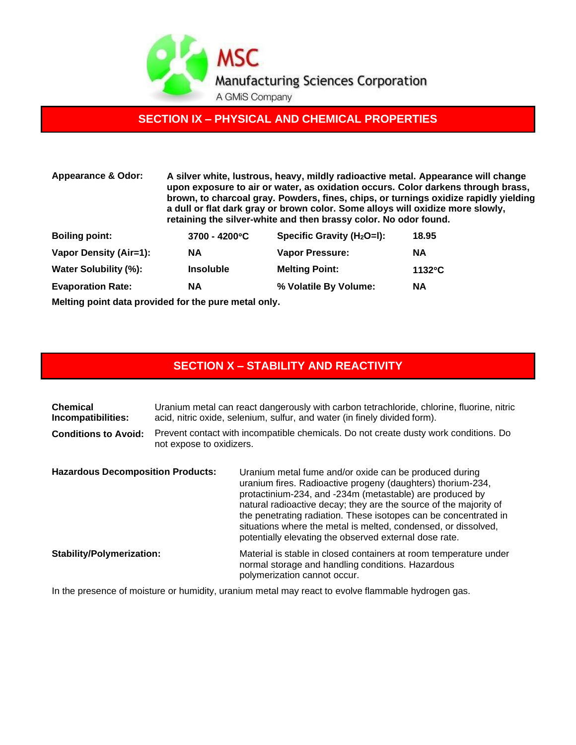## SECTION IX – PHYSICAL AND CHEMICAL PROPERTIES

**Appearance & Odor:** **A silver white, lustrous, heavy, mildly radioactive metal. Appearance will change upon exposure to air or water, as oxidation occurs. Color darkens through brass, brown, to charcoal gray. Powders, fines, chips, or turnings oxidize rapidly yielding a dull or flat dark gray or brown color. Some alloys will oxidize more slowly, retaining the silver-white and then brassy color. No odor found.**

| | | | |
|---|---|---|---|
| **Boiling point:** | **3700 - 4200°C** | **Specific Gravity ($H_2O$=l):** | **18.95** |
| **Vapor Density (Air=1):** | **NA** | **Vapor Pressure:** | **NA** |
| **Water Solubility (%):** | **Insoluble** | **Melting Point:** | **1132°C** |
| **Evaporation Rate:** | **NA** | **% Volatile By Volume:** | **NA** |

**Melting point data provided for the pure metal only.**

## SECTION X – STABILITY AND REACTIVITY

**Chemical Incompatibilities:** Uranium metal can react dangerously with carbon tetrachloride, chlorine, fluorine, nitric acid, nitric oxide, selenium, sulfur, and water (in finely divided form).

**Conditions to Avoid:** Prevent contact with incompatible chemicals. Do not create dusty work conditions. Do not expose to oxidizers.

**Hazardous Decomposition Products:** Uranium metal fume and/or oxide can be produced during uranium fires. Radioactive progeny (daughters) thorium-234, protactinium-234, and -234m (metastable) are produced by natural radioactive decay; they are the source of the majority of the penetrating radiation. These isotopes can be concentrated in situations where the metal is melted, condensed, or dissolved, potentially elevating the observed external dose rate.

**Stability/Polymerization:** Material is stable in closed containers at room temperature under normal storage and handling conditions. Hazardous polymerization cannot occur.

In the presence of moisture or humidity, uranium metal may react to evolve flammable hydrogen gas.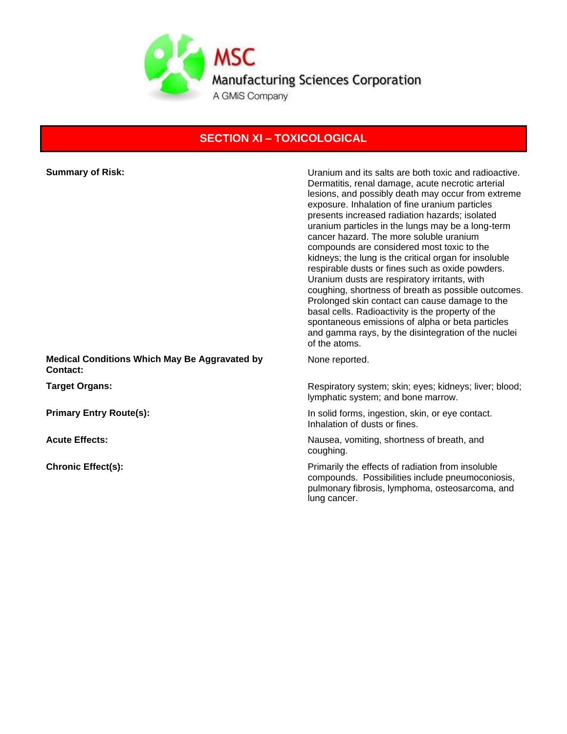## SECTION XI – TOXICOLOGICAL

**Summary of Risk:** Uranium and its salts are both toxic and radioactive. Dermatitis, renal damage, acute necrotic arterial lesions, and possibly death may occur from extreme exposure. Inhalation of fine uranium particles presents increased radiation hazards; isolated uranium particles in the lungs may be a long-term cancer hazard. The more soluble uranium compounds are considered most toxic to the kidneys; the lung is the critical organ for insoluble respirable dusts or fines such as oxide powders. Uranium dusts are respiratory irritants, with coughing, shortness of breath as possible outcomes. Prolonged skin contact can cause damage to the basal cells. Radioactivity is the property of the spontaneous emissions of alpha or beta particles and gamma rays, by the disintegration of the nuclei of the atoms.

**Medical Conditions Which May Be Aggravated by Contact:** None reported.

**Target Organs:** Respiratory system; skin; eyes; kidneys; liver; blood; lymphatic system; and bone marrow.

**Primary Entry Route(s):** In solid forms, ingestion, skin, or eye contact. Inhalation of dusts or fines.

**Acute Effects:** Nausea, vomiting, shortness of breath, and coughing.

**Chronic Effect(s):** Primarily the effects of radiation from insoluble compounds. Possibilities include pneumoconiosis, pulmonary fibrosis, lymphoma, osteosarcoma, and lung cancer.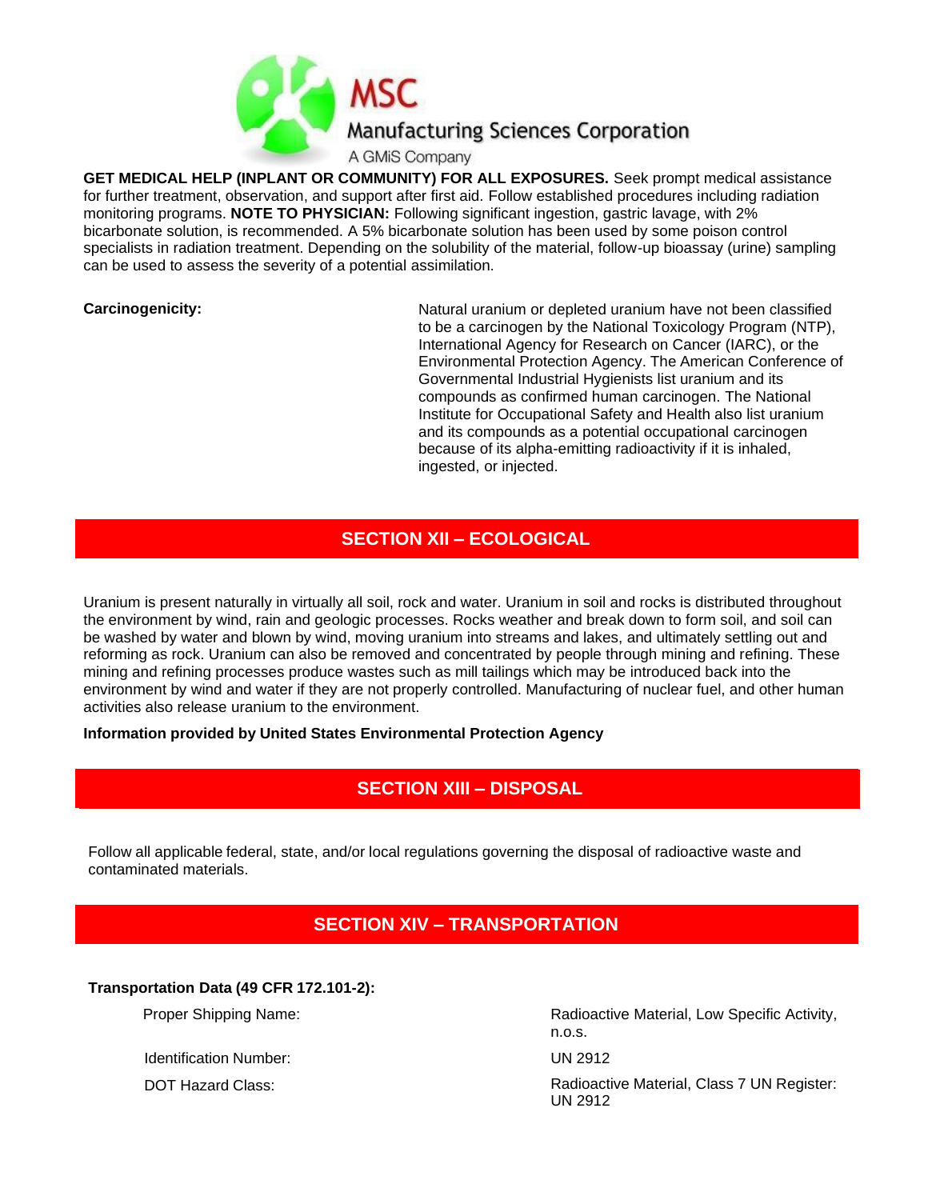**GET MEDICAL HELP (INPLANT OR COMMUNITY) FOR ALL EXPOSURES.** Seek prompt medical assistance for further treatment, observation, and support after first aid. Follow established procedures including radiation monitoring programs. **NOTE TO PHYSICIAN:** Following significant ingestion, gastric lavage, with 2% bicarbonate solution, is recommended. A 5% bicarbonate solution has been used by some poison control specialists in radiation treatment. Depending on the solubility of the material, follow-up bioassay (urine) sampling can be used to assess the severity of a potential assimilation.

**Carcinogenicity:** Natural uranium or depleted uranium have not been classified to be a carcinogen by the National Toxicology Program (NTP), International Agency for Research on Cancer (IARC), or the Environmental Protection Agency. The American Conference of Governmental Industrial Hygienists list uranium and its compounds as confirmed human carcinogen. The National Institute for Occupational Safety and Health also list uranium and its compounds as a potential occupational carcinogen because of its alpha-emitting radioactivity if it is inhaled, ingested, or injected.

## SECTION XII – ECOLOGICAL

Uranium is present naturally in virtually all soil, rock and water. Uranium in soil and rocks is distributed throughout the environment by wind, rain and geologic processes. Rocks weather and break down to form soil, and soil can be washed by water and blown by wind, moving uranium into streams and lakes, and ultimately settling out and reforming as rock. Uranium can also be removed and concentrated by people through mining and refining. These mining and refining processes produce wastes such as mill tailings which may be introduced back into the environment by wind and water if they are not properly controlled. Manufacturing of nuclear fuel, and other human activities also release uranium to the environment.

**Information provided by United States Environmental Protection Agency**

## SECTION XIII – DISPOSAL

Follow all applicable federal, state, and/or local regulations governing the disposal of radioactive waste and contaminated materials.

## SECTION XIV – TRANSPORTATION

**Transportation Data (49 CFR 172.101-2):**

| | |
|---|---|
| Proper Shipping Name: | Radioactive Material, Low Specific Activity, n.o.s. |
| Identification Number: | UN 2912 |
| DOT Hazard Class: | Radioactive Material, Class 7 UN Register: UN 2912 |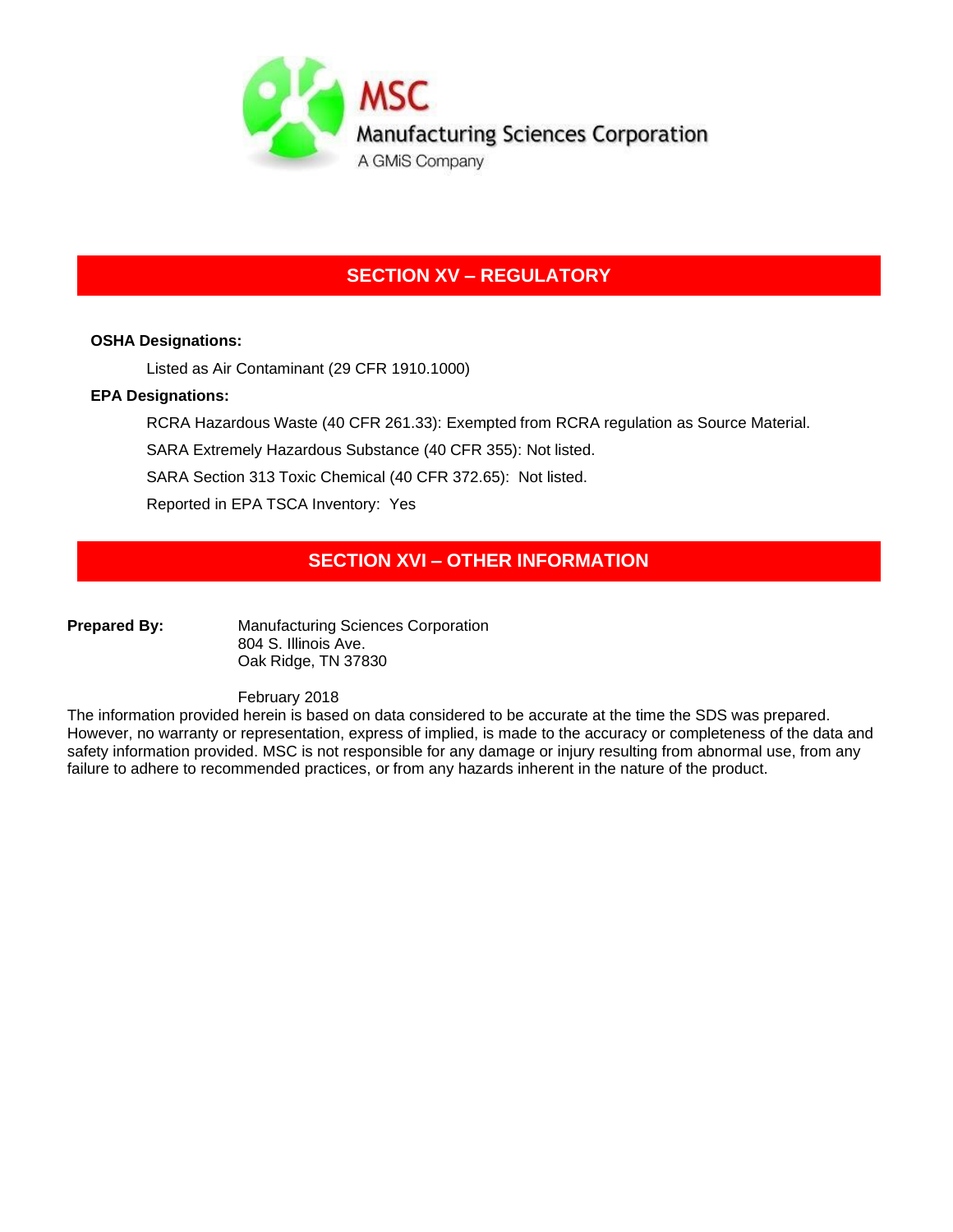MSC
Manufacturing Sciences Corporation
A GMiS Company

## SECTION XV – REGULATORY

**OSHA Designations:**

Listed as Air Contaminant (29 CFR 1910.1000)

**EPA Designations:**

RCRA Hazardous Waste (40 CFR 261.33): Exempted from RCRA regulation as Source Material.

SARA Extremely Hazardous Substance (40 CFR 355): Not listed.

SARA Section 313 Toxic Chemical (40 CFR 372.65): Not listed.

Reported in EPA TSCA Inventory: Yes

## SECTION XVI – OTHER INFORMATION

**Prepared By:** Manufacturing Sciences Corporation
804 S. Illinois Ave.
Oak Ridge, TN 37830

February 2018

The information provided herein is based on data considered to be accurate at the time the SDS was prepared. However, no warranty or representation, express of implied, is made to the accuracy or completeness of the data and safety information provided. MSC is not responsible for any damage or injury resulting from abnormal use, from any failure to adhere to recommended practices, or from any hazards inherent in the nature of the product.